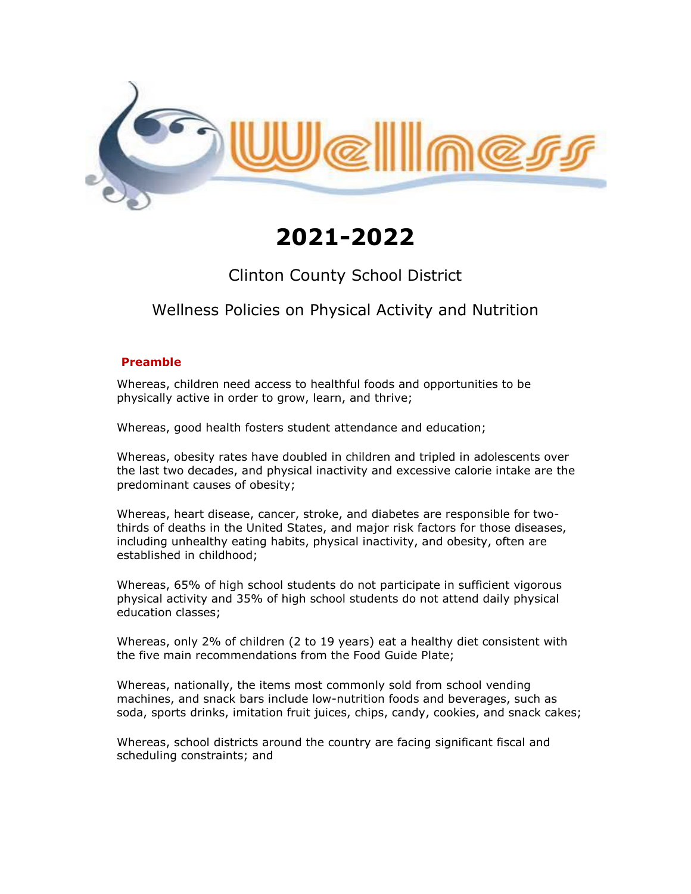# 2021-2022

## Clinton County School District

## Wellness Policies on Physical Activity and Nutrition

### Preamble

Whereas, children need access to healthful foods and opportunities to be physically active in order to grow, learn, and thrive;

Whereas, good health fosters student attendance and education;

Whereas, obesity rates have doubled in children and tripled in adolescents over the last two decades, and physical inactivity and excessive calorie intake are the predominant causes of obesity;

Whereas, heart disease, cancer, stroke, and diabetes are responsible for two-thirds of deaths in the United States, and major risk factors for those diseases, including unhealthy eating habits, physical inactivity, and obesity, often are established in childhood;

Whereas, 65% of high school students do not participate in sufficient vigorous physical activity and 35% of high school students do not attend daily physical education classes;

Whereas, only 2% of children (2 to 19 years) eat a healthy diet consistent with the five main recommendations from the Food Guide Plate;

Whereas, nationally, the items most commonly sold from school vending machines, and snack bars include low-nutrition foods and beverages, such as soda, sports drinks, imitation fruit juices, chips, candy, cookies, and snack cakes;

Whereas, school districts around the country are facing significant fiscal and scheduling constraints; and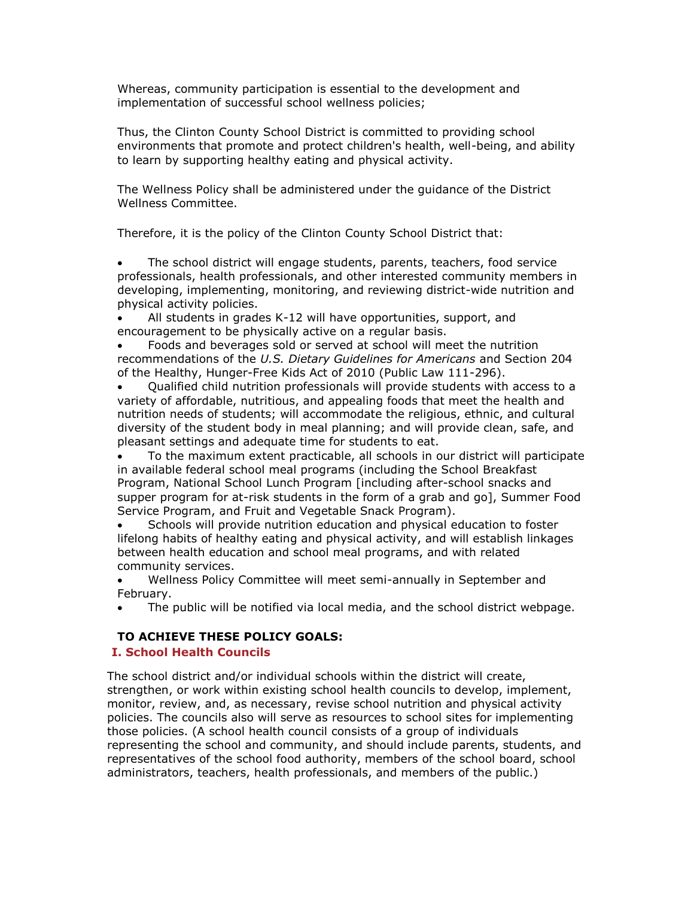Whereas, community participation is essential to the development and implementation of successful school wellness policies;

Thus, the Clinton County School District is committed to providing school environments that promote and protect children's health, well-being, and ability to learn by supporting healthy eating and physical activity.

The Wellness Policy shall be administered under the guidance of the District Wellness Committee.

Therefore, it is the policy of the Clinton County School District that:

- The school district will engage students, parents, teachers, food service professionals, health professionals, and other interested community members in developing, implementing, monitoring, and reviewing district-wide nutrition and physical activity policies.
- All students in grades K-12 will have opportunities, support, and encouragement to be physically active on a regular basis.
- Foods and beverages sold or served at school will meet the nutrition recommendations of the *U.S. Dietary Guidelines for Americans* and Section 204 of the Healthy, Hunger-Free Kids Act of 2010 (Public Law 111-296).
- Qualified child nutrition professionals will provide students with access to a variety of affordable, nutritious, and appealing foods that meet the health and nutrition needs of students; will accommodate the religious, ethnic, and cultural diversity of the student body in meal planning; and will provide clean, safe, and pleasant settings and adequate time for students to eat.
- To the maximum extent practicable, all schools in our district will participate in available federal school meal programs (including the School Breakfast Program, National School Lunch Program [including after-school snacks and supper program for at-risk students in the form of a grab and go], Summer Food Service Program, and Fruit and Vegetable Snack Program).
- Schools will provide nutrition education and physical education to foster lifelong habits of healthy eating and physical activity, and will establish linkages between health education and school meal programs, and with related community services.
- Wellness Policy Committee will meet semi-annually in September and February.
- The public will be notified via local media, and the school district webpage.

**TO ACHIEVE THESE POLICY GOALS:**

## I. School Health Councils

The school district and/or individual schools within the district will create, strengthen, or work within existing school health councils to develop, implement, monitor, review, and, as necessary, revise school nutrition and physical activity policies. The councils also will serve as resources to school sites for implementing those policies. (A school health council consists of a group of individuals representing the school and community, and should include parents, students, and representatives of the school food authority, members of the school board, school administrators, teachers, health professionals, and members of the public.)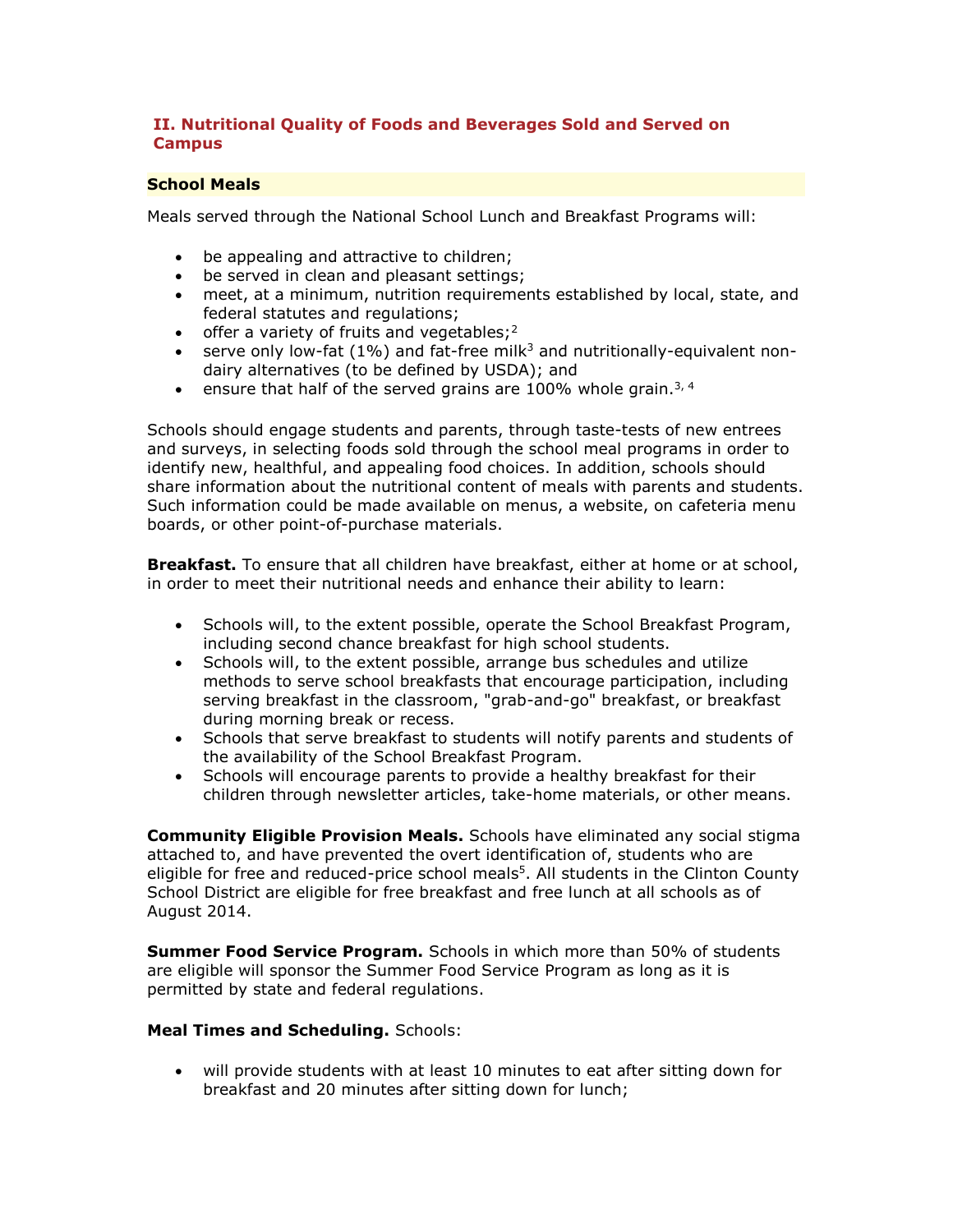## II. Nutritional Quality of Foods and Beverages Sold and Served on Campus

### School Meals

Meals served through the National School Lunch and Breakfast Programs will:

- be appealing and attractive to children;
- be served in clean and pleasant settings;
- meet, at a minimum, nutrition requirements established by local, state, and federal statutes and regulations;
- offer a variety of fruits and vegetables;[2]
- serve only low-fat (1%) and fat-free milk[3] and nutritionally-equivalent non-dairy alternatives (to be defined by USDA); and
- ensure that half of the served grains are 100% whole grain.[3, 4]

Schools should engage students and parents, through taste-tests of new entrees and surveys, in selecting foods sold through the school meal programs in order to identify new, healthful, and appealing food choices. In addition, schools should share information about the nutritional content of meals with parents and students. Such information could be made available on menus, a website, on cafeteria menu boards, or other point-of-purchase materials.

**Breakfast.** To ensure that all children have breakfast, either at home or at school, in order to meet their nutritional needs and enhance their ability to learn:

- Schools will, to the extent possible, operate the School Breakfast Program, including second chance breakfast for high school students.
- Schools will, to the extent possible, arrange bus schedules and utilize methods to serve school breakfasts that encourage participation, including serving breakfast in the classroom, "grab-and-go" breakfast, or breakfast during morning break or recess.
- Schools that serve breakfast to students will notify parents and students of the availability of the School Breakfast Program.
- Schools will encourage parents to provide a healthy breakfast for their children through newsletter articles, take-home materials, or other means.

**Community Eligible Provision Meals.** Schools have eliminated any social stigma attached to, and have prevented the overt identification of, students who are eligible for free and reduced-price school meals[5]. All students in the Clinton County School District are eligible for free breakfast and free lunch at all schools as of August 2014.

**Summer Food Service Program.** Schools in which more than 50% of students are eligible will sponsor the Summer Food Service Program as long as it is permitted by state and federal regulations.

**Meal Times and Scheduling.** Schools:

- will provide students with at least 10 minutes to eat after sitting down for breakfast and 20 minutes after sitting down for lunch;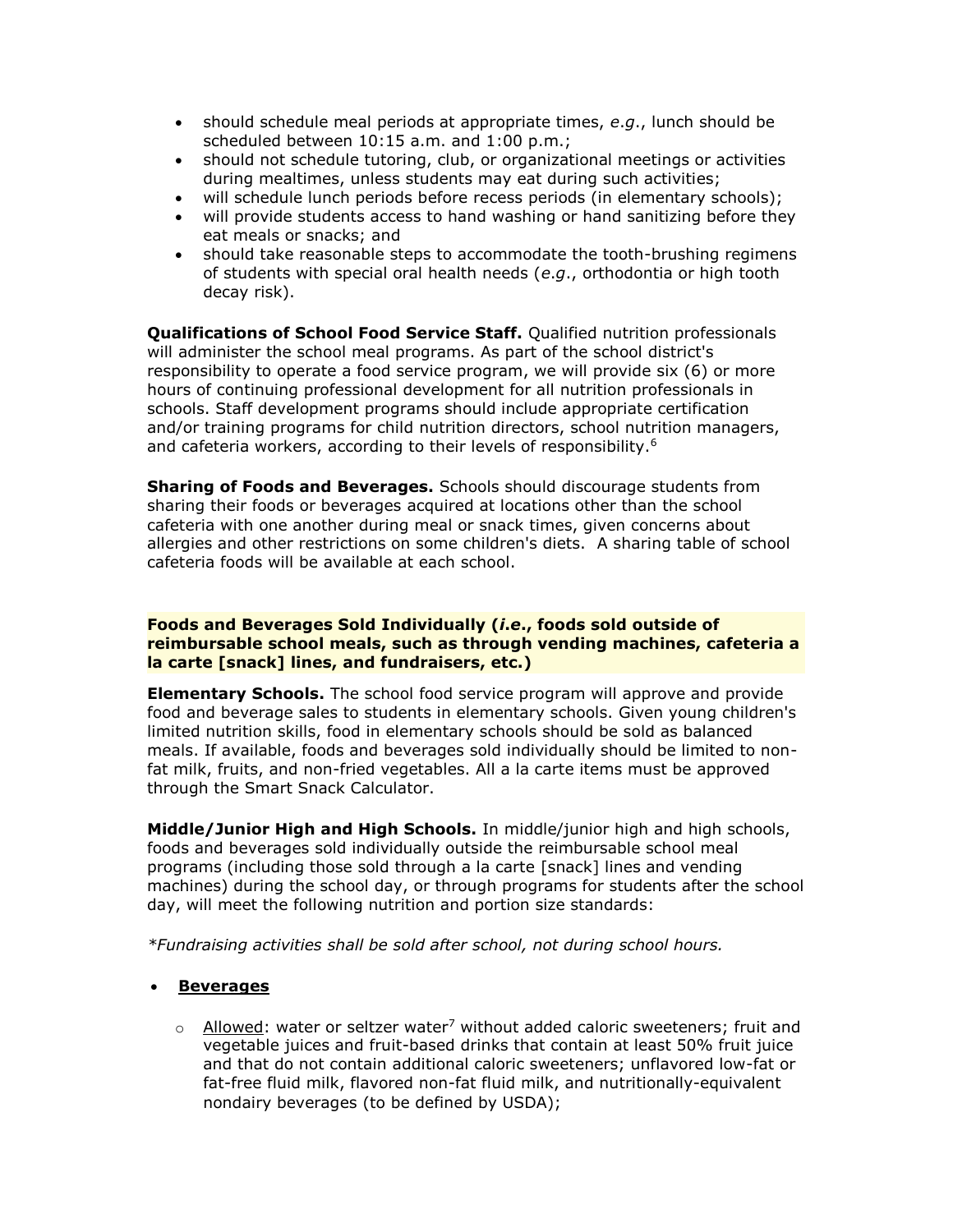- should schedule meal periods at appropriate times, *e.g*., lunch should be scheduled between 10:15 a.m. and 1:00 p.m.;
- should not schedule tutoring, club, or organizational meetings or activities during mealtimes, unless students may eat during such activities;
- will schedule lunch periods before recess periods (in elementary schools);
- will provide students access to hand washing or hand sanitizing before they eat meals or snacks; and
- should take reasonable steps to accommodate the tooth-brushing regimens of students with special oral health needs (*e.g*., orthodontia or high tooth decay risk).

**Qualifications of School Food Service Staff.** Qualified nutrition professionals will administer the school meal programs. As part of the school district's responsibility to operate a food service program, we will provide six (6) or more hours of continuing professional development for all nutrition professionals in schools. Staff development programs should include appropriate certification and/or training programs for child nutrition directors, school nutrition managers, and cafeteria workers, according to their levels of responsibility.[6]

**Sharing of Foods and Beverages.** Schools should discourage students from sharing their foods or beverages acquired at locations other than the school cafeteria with one another during meal or snack times, given concerns about allergies and other restrictions on some children's diets. A sharing table of school cafeteria foods will be available at each school.

**Foods and Beverages Sold Individually (*i.e*., foods sold outside of reimbursable school meals, such as through vending machines, cafeteria a la carte [snack] lines, and fundraisers, etc.)**

**Elementary Schools.** The school food service program will approve and provide food and beverage sales to students in elementary schools. Given young children's limited nutrition skills, food in elementary schools should be sold as balanced meals. If available, foods and beverages sold individually should be limited to non-fat milk, fruits, and non-fried vegetables. All a la carte items must be approved through the Smart Snack Calculator.

**Middle/Junior High and High Schools.** In middle/junior high and high schools, foods and beverages sold individually outside the reimbursable school meal programs (including those sold through a la carte [snack] lines and vending machines) during the school day, or through programs for students after the school day, will meet the following nutrition and portion size standards:

*\*Fundraising activities shall be sold after school, not during school hours.*

- **<u>Beverages</u>**
  - <u>Allowed</u>: water or seltzer water[7] without added caloric sweeteners; fruit and vegetable juices and fruit-based drinks that contain at least 50% fruit juice and that do not contain additional caloric sweeteners; unflavored low-fat or fat-free fluid milk, flavored non-fat fluid milk, and nutritionally-equivalent nondairy beverages (to be defined by USDA);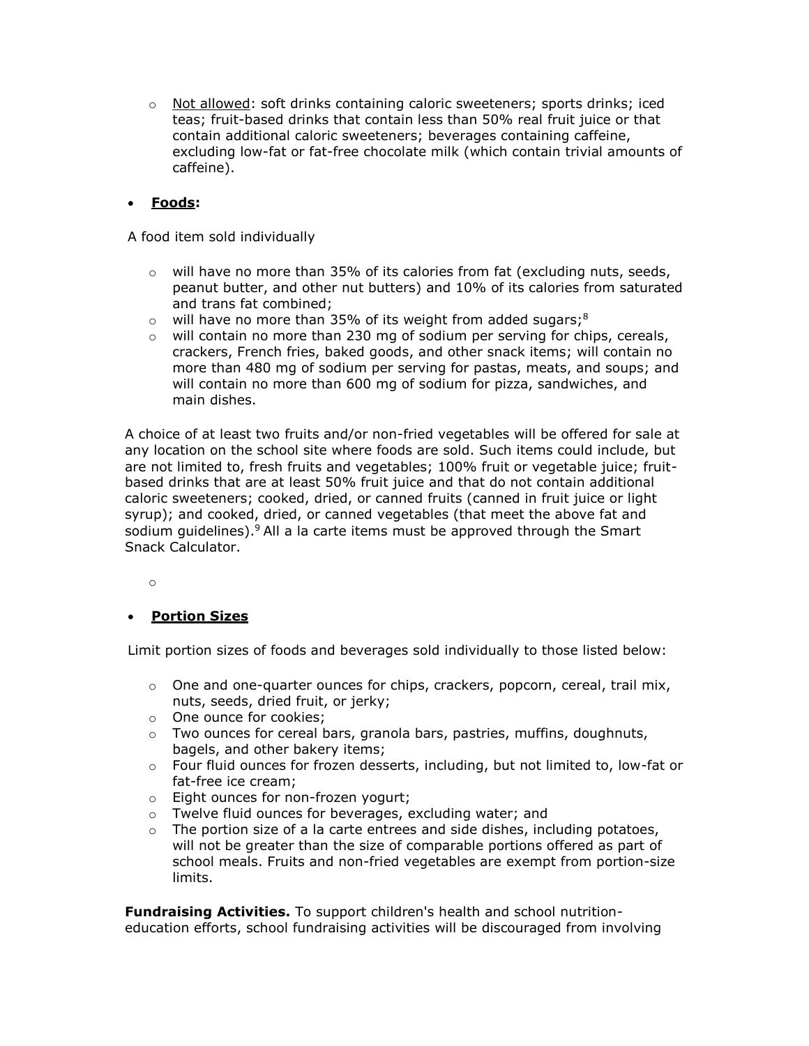- Not allowed: soft drinks containing caloric sweeteners; sports drinks; iced teas; fruit-based drinks that contain less than 50% real fruit juice or that contain additional caloric sweeteners; beverages containing caffeine, excluding low-fat or fat-free chocolate milk (which contain trivial amounts of caffeine).

- **Foods:**

A food item sold individually

  - will have no more than 35% of its calories from fat (excluding nuts, seeds, peanut butter, and other nut butters) and 10% of its calories from saturated and trans fat combined;
  - will have no more than 35% of its weight from added sugars;[8]
  - will contain no more than 230 mg of sodium per serving for chips, cereals, crackers, French fries, baked goods, and other snack items; will contain no more than 480 mg of sodium per serving for pastas, meats, and soups; and will contain no more than 600 mg of sodium for pizza, sandwiches, and main dishes.

A choice of at least two fruits and/or non-fried vegetables will be offered for sale at any location on the school site where foods are sold. Such items could include, but are not limited to, fresh fruits and vegetables; 100% fruit or vegetable juice; fruit-based drinks that are at least 50% fruit juice and that do not contain additional caloric sweeteners; cooked, dried, or canned fruits (canned in fruit juice or light syrup); and cooked, dried, or canned vegetables (that meet the above fat and sodium guidelines).[9] All a la carte items must be approved through the Smart Snack Calculator.

- **Portion Sizes**

Limit portion sizes of foods and beverages sold individually to those listed below:

  - One and one-quarter ounces for chips, crackers, popcorn, cereal, trail mix, nuts, seeds, dried fruit, or jerky;
  - One ounce for cookies;
  - Two ounces for cereal bars, granola bars, pastries, muffins, doughnuts, bagels, and other bakery items;
  - Four fluid ounces for frozen desserts, including, but not limited to, low-fat or fat-free ice cream;
  - Eight ounces for non-frozen yogurt;
  - Twelve fluid ounces for beverages, excluding water; and
  - The portion size of a la carte entrees and side dishes, including potatoes, will not be greater than the size of comparable portions offered as part of school meals. Fruits and non-fried vegetables are exempt from portion-size limits.

**Fundraising Activities.** To support children's health and school nutrition-education efforts, school fundraising activities will be discouraged from involving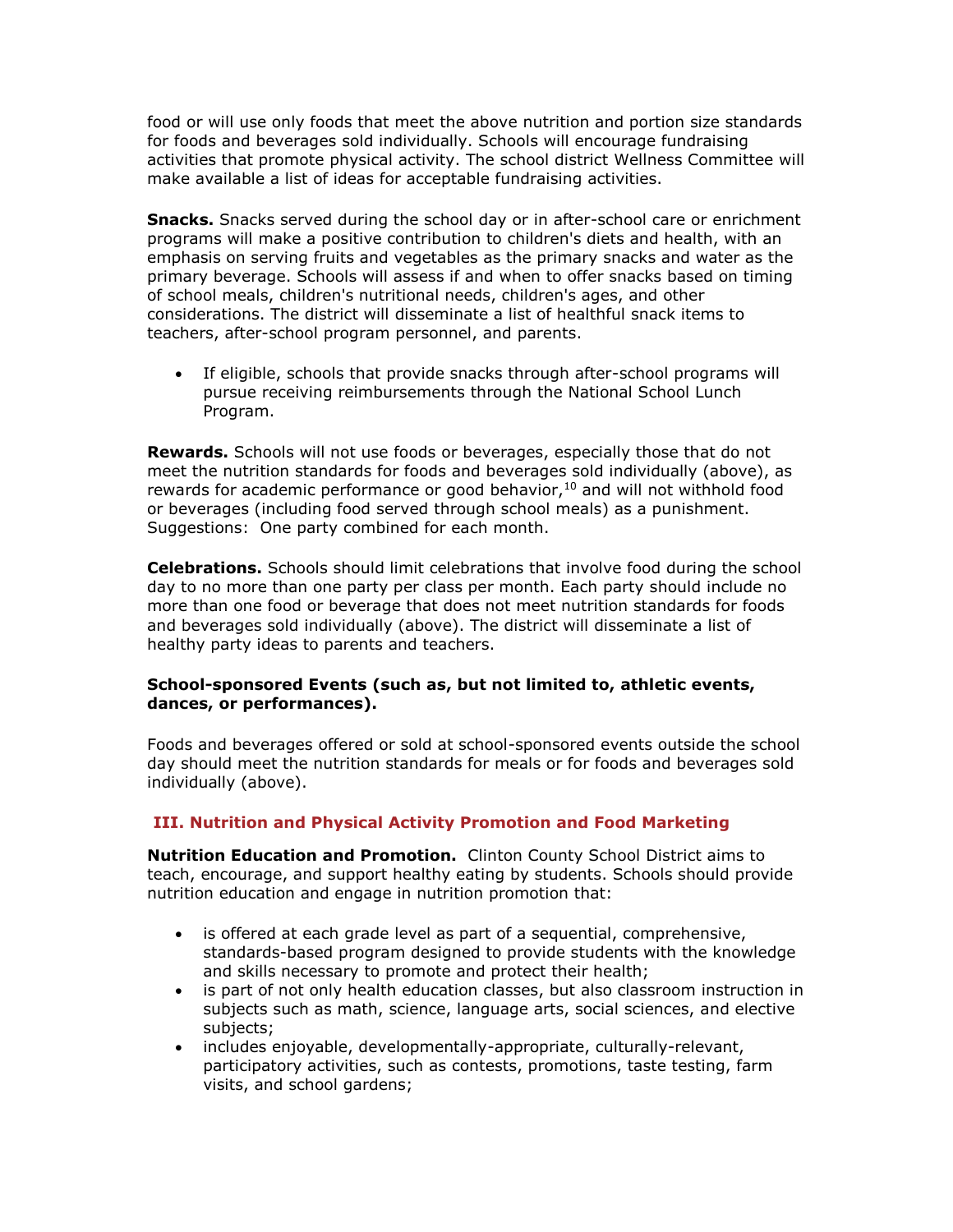food or will use only foods that meet the above nutrition and portion size standards for foods and beverages sold individually. Schools will encourage fundraising activities that promote physical activity. The school district Wellness Committee will make available a list of ideas for acceptable fundraising activities.

**Snacks.** Snacks served during the school day or in after-school care or enrichment programs will make a positive contribution to children's diets and health, with an emphasis on serving fruits and vegetables as the primary snacks and water as the primary beverage. Schools will assess if and when to offer snacks based on timing of school meals, children's nutritional needs, children's ages, and other considerations. The district will disseminate a list of healthful snack items to teachers, after-school program personnel, and parents.

- If eligible, schools that provide snacks through after-school programs will pursue receiving reimbursements through the National School Lunch Program.

**Rewards.** Schools will not use foods or beverages, especially those that do not meet the nutrition standards for foods and beverages sold individually (above), as rewards for academic performance or good behavior,[10] and will not withhold food or beverages (including food served through school meals) as a punishment. Suggestions: One party combined for each month.

**Celebrations.** Schools should limit celebrations that involve food during the school day to no more than one party per class per month. Each party should include no more than one food or beverage that does not meet nutrition standards for foods and beverages sold individually (above). The district will disseminate a list of healthy party ideas to parents and teachers.

**School-sponsored Events (such as, but not limited to, athletic events, dances, or performances).**

Foods and beverages offered or sold at school-sponsored events outside the school day should meet the nutrition standards for meals or for foods and beverages sold individually (above).

## III. Nutrition and Physical Activity Promotion and Food Marketing

**Nutrition Education and Promotion.** Clinton County School District aims to teach, encourage, and support healthy eating by students. Schools should provide nutrition education and engage in nutrition promotion that:

- is offered at each grade level as part of a sequential, comprehensive, standards-based program designed to provide students with the knowledge and skills necessary to promote and protect their health;
- is part of not only health education classes, but also classroom instruction in subjects such as math, science, language arts, social sciences, and elective subjects;
- includes enjoyable, developmentally-appropriate, culturally-relevant, participatory activities, such as contests, promotions, taste testing, farm visits, and school gardens;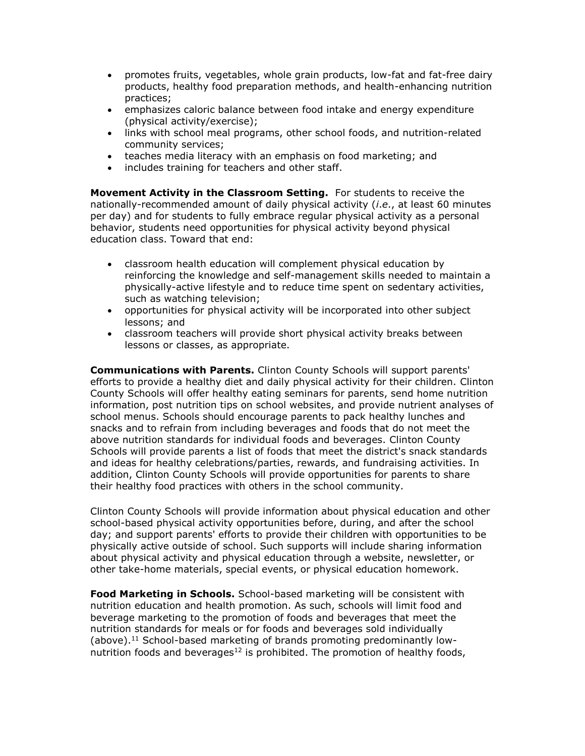- promotes fruits, vegetables, whole grain products, low-fat and fat-free dairy products, healthy food preparation methods, and health-enhancing nutrition practices;
- emphasizes caloric balance between food intake and energy expenditure (physical activity/exercise);
- links with school meal programs, other school foods, and nutrition-related community services;
- teaches media literacy with an emphasis on food marketing; and
- includes training for teachers and other staff.

**Movement Activity in the Classroom Setting.** For students to receive the nationally-recommended amount of daily physical activity (*i.e.*, at least 60 minutes per day) and for students to fully embrace regular physical activity as a personal behavior, students need opportunities for physical activity beyond physical education class. Toward that end:

- classroom health education will complement physical education by reinforcing the knowledge and self-management skills needed to maintain a physically-active lifestyle and to reduce time spent on sedentary activities, such as watching television;
- opportunities for physical activity will be incorporated into other subject lessons; and
- classroom teachers will provide short physical activity breaks between lessons or classes, as appropriate.

**Communications with Parents.** Clinton County Schools will support parents' efforts to provide a healthy diet and daily physical activity for their children. Clinton County Schools will offer healthy eating seminars for parents, send home nutrition information, post nutrition tips on school websites, and provide nutrient analyses of school menus. Schools should encourage parents to pack healthy lunches and snacks and to refrain from including beverages and foods that do not meet the above nutrition standards for individual foods and beverages. Clinton County Schools will provide parents a list of foods that meet the district's snack standards and ideas for healthy celebrations/parties, rewards, and fundraising activities. In addition, Clinton County Schools will provide opportunities for parents to share their healthy food practices with others in the school community.

Clinton County Schools will provide information about physical education and other school-based physical activity opportunities before, during, and after the school day; and support parents' efforts to provide their children with opportunities to be physically active outside of school. Such supports will include sharing information about physical activity and physical education through a website, newsletter, or other take-home materials, special events, or physical education homework.

**Food Marketing in Schools.** School-based marketing will be consistent with nutrition education and health promotion. As such, schools will limit food and beverage marketing to the promotion of foods and beverages that meet the nutrition standards for meals or for foods and beverages sold individually (above).[11] School-based marketing of brands promoting predominantly low-nutrition foods and beverages[12] is prohibited. The promotion of healthy foods,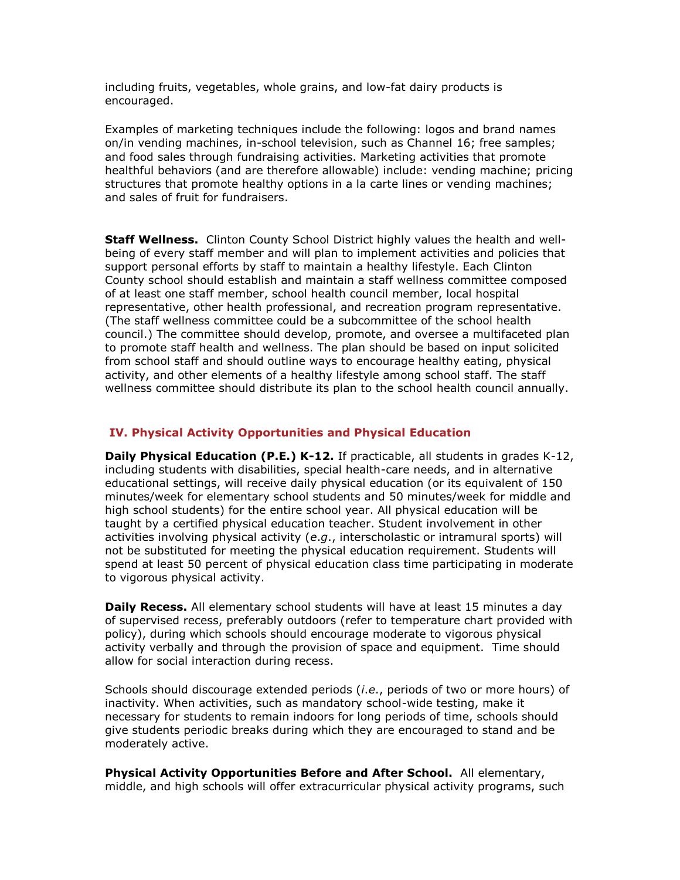including fruits, vegetables, whole grains, and low-fat dairy products is encouraged.

Examples of marketing techniques include the following: logos and brand names on/in vending machines, in-school television, such as Channel 16; free samples; and food sales through fundraising activities. Marketing activities that promote healthful behaviors (and are therefore allowable) include: vending machine; pricing structures that promote healthy options in a la carte lines or vending machines; and sales of fruit for fundraisers.

**Staff Wellness.** Clinton County School District highly values the health and well-being of every staff member and will plan to implement activities and policies that support personal efforts by staff to maintain a healthy lifestyle. Each Clinton County school should establish and maintain a staff wellness committee composed of at least one staff member, school health council member, local hospital representative, other health professional, and recreation program representative. (The staff wellness committee could be a subcommittee of the school health council.) The committee should develop, promote, and oversee a multifaceted plan to promote staff health and wellness. The plan should be based on input solicited from school staff and should outline ways to encourage healthy eating, physical activity, and other elements of a healthy lifestyle among school staff. The staff wellness committee should distribute its plan to the school health council annually.

## IV. Physical Activity Opportunities and Physical Education

**Daily Physical Education (P.E.) K-12.** If practicable, all students in grades K-12, including students with disabilities, special health-care needs, and in alternative educational settings, will receive daily physical education (or its equivalent of 150 minutes/week for elementary school students and 50 minutes/week for middle and high school students) for the entire school year. All physical education will be taught by a certified physical education teacher. Student involvement in other activities involving physical activity (*e.g.*, interscholastic or intramural sports) will not be substituted for meeting the physical education requirement. Students will spend at least 50 percent of physical education class time participating in moderate to vigorous physical activity.

**Daily Recess.** All elementary school students will have at least 15 minutes a day of supervised recess, preferably outdoors (refer to temperature chart provided with policy), during which schools should encourage moderate to vigorous physical activity verbally and through the provision of space and equipment. Time should allow for social interaction during recess.

Schools should discourage extended periods (*i.e.*, periods of two or more hours) of inactivity. When activities, such as mandatory school-wide testing, make it necessary for students to remain indoors for long periods of time, schools should give students periodic breaks during which they are encouraged to stand and be moderately active.

**Physical Activity Opportunities Before and After School.** All elementary, middle, and high schools will offer extracurricular physical activity programs, such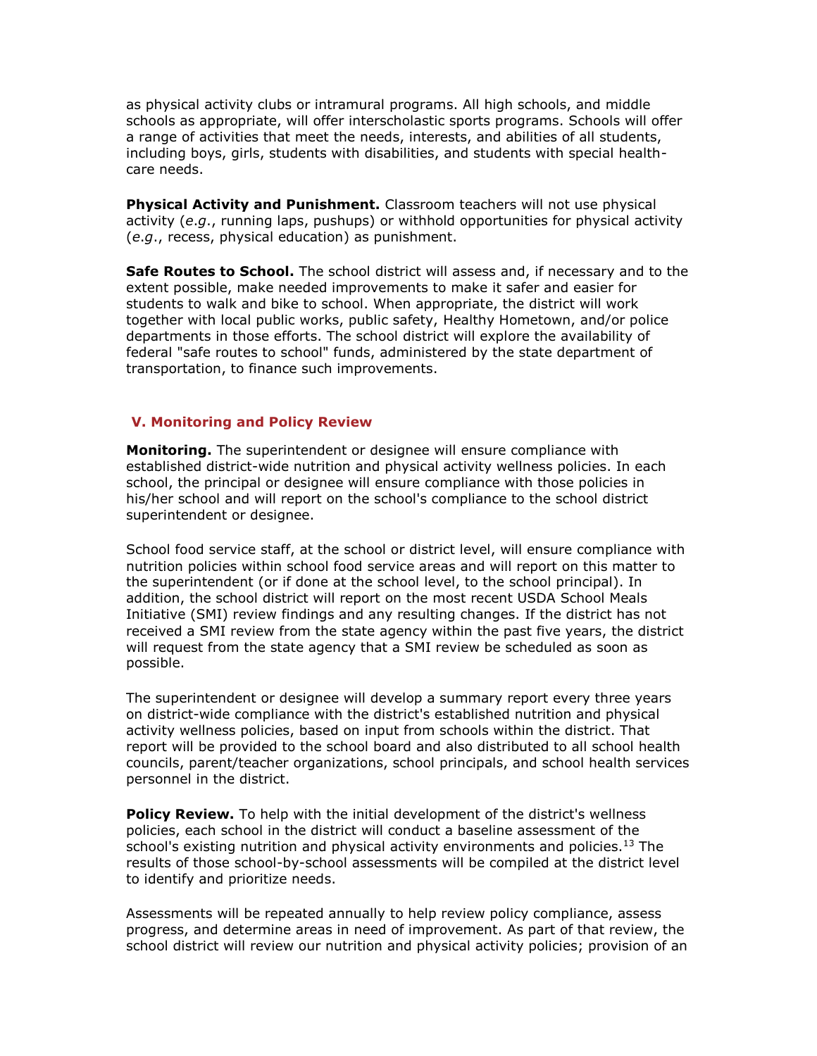as physical activity clubs or intramural programs. All high schools, and middle schools as appropriate, will offer interscholastic sports programs. Schools will offer a range of activities that meet the needs, interests, and abilities of all students, including boys, girls, students with disabilities, and students with special health-care needs.

**Physical Activity and Punishment.** Classroom teachers will not use physical activity (*e.g*., running laps, pushups) or withhold opportunities for physical activity (*e.g*., recess, physical education) as punishment.

**Safe Routes to School.** The school district will assess and, if necessary and to the extent possible, make needed improvements to make it safer and easier for students to walk and bike to school. When appropriate, the district will work together with local public works, public safety, Healthy Hometown, and/or police departments in those efforts. The school district will explore the availability of federal "safe routes to school" funds, administered by the state department of transportation, to finance such improvements.

## V. Monitoring and Policy Review

**Monitoring.** The superintendent or designee will ensure compliance with established district-wide nutrition and physical activity wellness policies. In each school, the principal or designee will ensure compliance with those policies in his/her school and will report on the school's compliance to the school district superintendent or designee.

School food service staff, at the school or district level, will ensure compliance with nutrition policies within school food service areas and will report on this matter to the superintendent (or if done at the school level, to the school principal). In addition, the school district will report on the most recent USDA School Meals Initiative (SMI) review findings and any resulting changes. If the district has not received a SMI review from the state agency within the past five years, the district will request from the state agency that a SMI review be scheduled as soon as possible.

The superintendent or designee will develop a summary report every three years on district-wide compliance with the district's established nutrition and physical activity wellness policies, based on input from schools within the district. That report will be provided to the school board and also distributed to all school health councils, parent/teacher organizations, school principals, and school health services personnel in the district.

**Policy Review.** To help with the initial development of the district's wellness policies, each school in the district will conduct a baseline assessment of the school's existing nutrition and physical activity environments and policies.[13] The results of those school-by-school assessments will be compiled at the district level to identify and prioritize needs.

Assessments will be repeated annually to help review policy compliance, assess progress, and determine areas in need of improvement. As part of that review, the school district will review our nutrition and physical activity policies; provision of an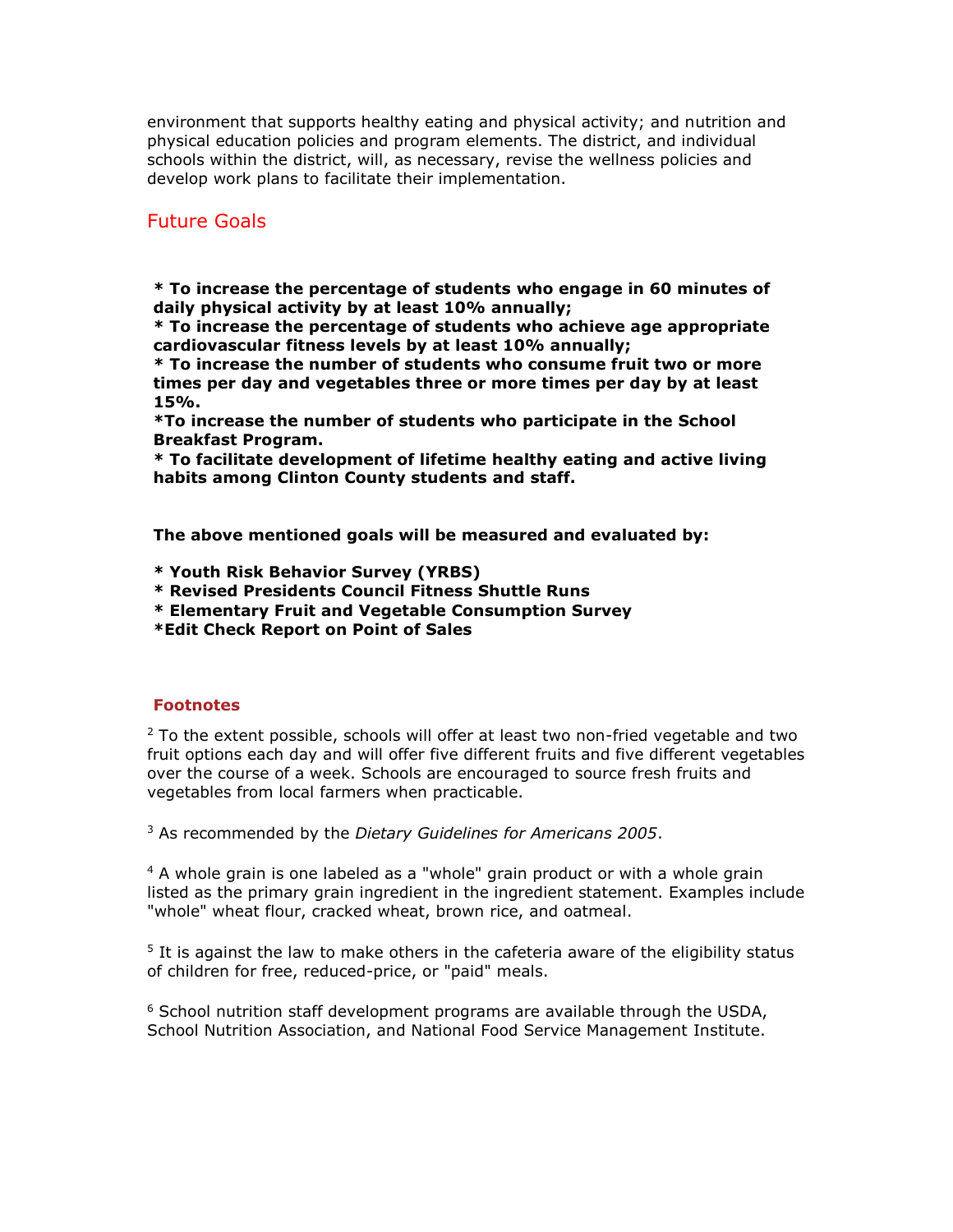environment that supports healthy eating and physical activity; and nutrition and physical education policies and program elements. The district, and individual schools within the district, will, as necessary, revise the wellness policies and develop work plans to facilitate their implementation.

## Future Goals

**\* To increase the percentage of students who engage in 60 minutes of daily physical activity by at least 10% annually;**
**\* To increase the percentage of students who achieve age appropriate cardiovascular fitness levels by at least 10% annually;**
**\* To increase the number of students who consume fruit two or more times per day and vegetables three or more times per day by at least 15%.**
**\*To increase the number of students who participate in the School Breakfast Program.**
**\* To facilitate development of lifetime healthy eating and active living habits among Clinton County students and staff.**

**The above mentioned goals will be measured and evaluated by:**

**\* Youth Risk Behavior Survey (YRBS)**
**\* Revised Presidents Council Fitness Shuttle Runs**
**\* Elementary Fruit and Vegetable Consumption Survey**
**\*Edit Check Report on Point of Sales**

### Footnotes

[2] To the extent possible, schools will offer at least two non-fried vegetable and two fruit options each day and will offer five different fruits and five different vegetables over the course of a week. Schools are encouraged to source fresh fruits and vegetables from local farmers when practicable.

[3] As recommended by the *Dietary Guidelines for Americans 2005*.

[4] A whole grain is one labeled as a "whole" grain product or with a whole grain listed as the primary grain ingredient in the ingredient statement. Examples include "whole" wheat flour, cracked wheat, brown rice, and oatmeal.

[5] It is against the law to make others in the cafeteria aware of the eligibility status of children for free, reduced-price, or "paid" meals.

[6] School nutrition staff development programs are available through the USDA, School Nutrition Association, and National Food Service Management Institute.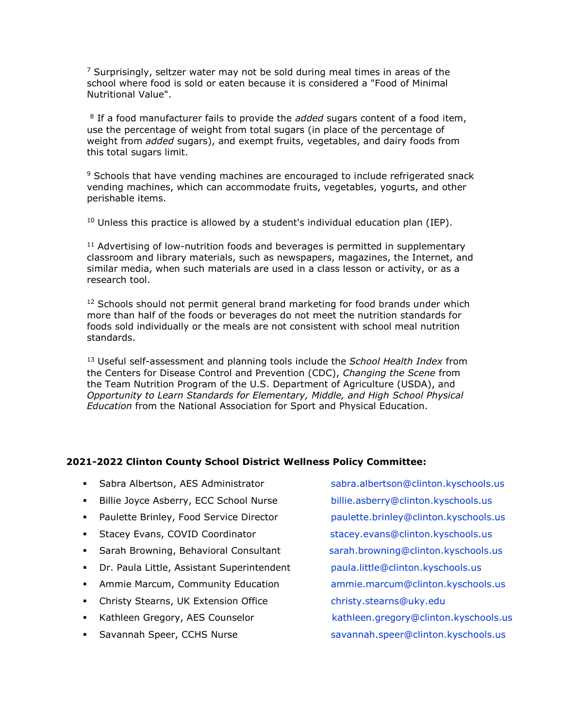[7] Surprisingly, seltzer water may not be sold during meal times in areas of the school where food is sold or eaten because it is considered a "Food of Minimal Nutritional Value".

[8] If a food manufacturer fails to provide the *added* sugars content of a food item, use the percentage of weight from total sugars (in place of the percentage of weight from *added* sugars), and exempt fruits, vegetables, and dairy foods from this total sugars limit.

[9] Schools that have vending machines are encouraged to include refrigerated snack vending machines, which can accommodate fruits, vegetables, yogurts, and other perishable items.

[10] Unless this practice is allowed by a student's individual education plan (IEP).

[11] Advertising of low-nutrition foods and beverages is permitted in supplementary classroom and library materials, such as newspapers, magazines, the Internet, and similar media, when such materials are used in a class lesson or activity, or as a research tool.

[12] Schools should not permit general brand marketing for food brands under which more than half of the foods or beverages do not meet the nutrition standards for foods sold individually or the meals are not consistent with school meal nutrition standards.

[13] Useful self-assessment and planning tools include the *School Health Index* from the Centers for Disease Control and Prevention (CDC), *Changing the Scene* from the Team Nutrition Program of the U.S. Department of Agriculture (USDA), and *Opportunity to Learn Standards for Elementary, Middle, and High School Physical Education* from the National Association for Sport and Physical Education.

**2021-2022 Clinton County School District Wellness Policy Committee:**

- Sabra Albertson, AES Administrator — sabra.albertson@clinton.kyschools.us
- Billie Joyce Asberry, ECC School Nurse — billie.asberry@clinton.kyschools.us
- Paulette Brinley, Food Service Director — paulette.brinley@clinton.kyschools.us
- Stacey Evans, COVID Coordinator — stacey.evans@clinton.kyschools.us
- Sarah Browning, Behavioral Consultant — sarah.browning@clinton.kyschools.us
- Dr. Paula Little, Assistant Superintendent — paula.little@clinton.kyschools.us
- Ammie Marcum, Community Education — ammie.marcum@clinton.kyschools.us
- Christy Stearns, UK Extension Office — christy.stearns@uky.edu
- Kathleen Gregory, AES Counselor — kathleen.gregory@clinton.kyschools.us
- Savannah Speer, CCHS Nurse — savannah.speer@clinton.kyschools.us